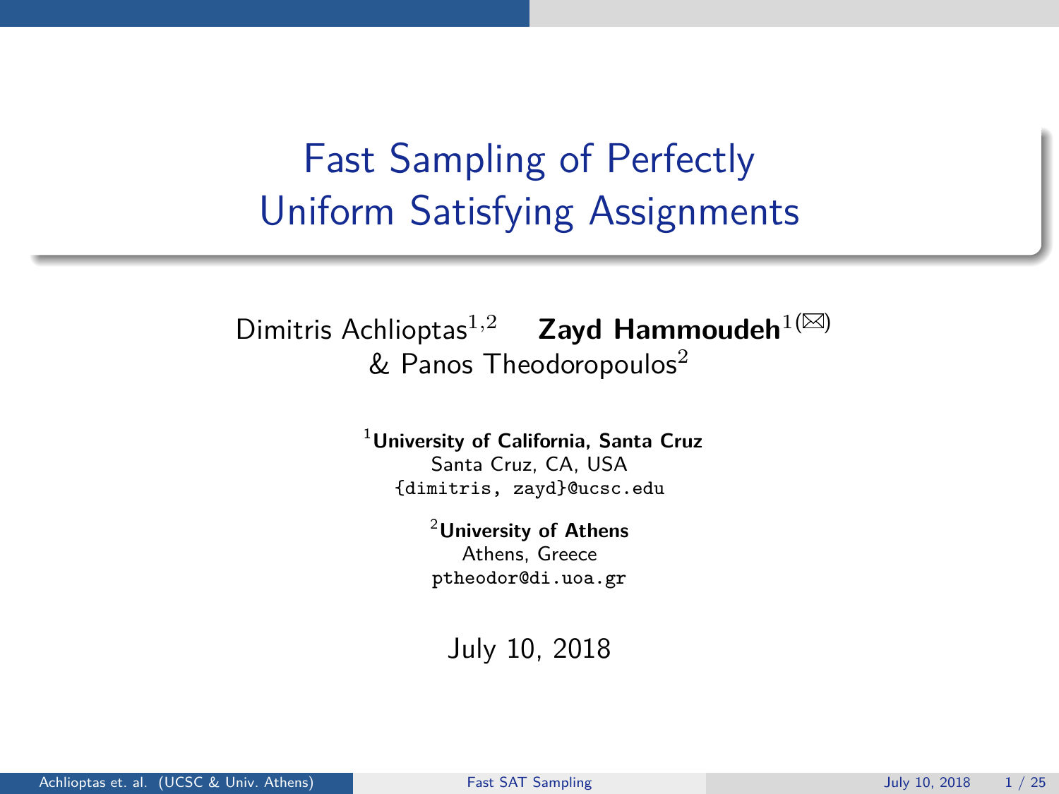# Fast Sampling of Perfectly Uniform Satisfying Assignments

Dimitris Achlioptas[1,2] **Zayd Hammoudeh**[1(✉)] & Panos Theodoropoulos[2]

[1]**University of California, Santa Cruz**
Santa Cruz, CA, USA
{dimitris, zayd}@ucsc.edu

[2]**University of Athens**
Athens, Greece
ptheodor@di.uoa.gr

July 10, 2018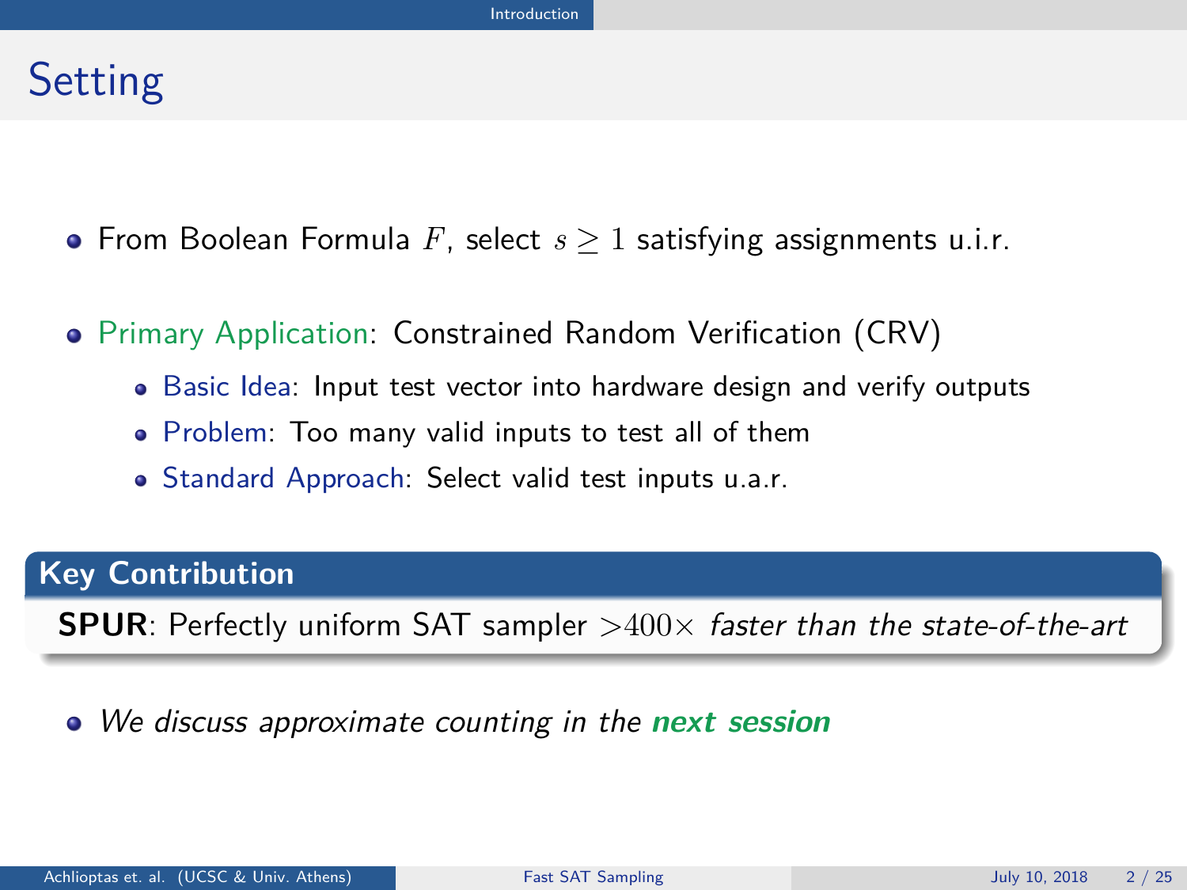# Setting

- From Boolean Formula $F$, select $s \geq 1$ satisfying assignments u.i.r.
- Primary Application: Constrained Random Verification (CRV)
  - Basic Idea: Input test vector into hardware design and verify outputs
  - Problem: Too many valid inputs to test all of them
  - Standard Approach: Select valid test inputs u.a.r.

**Key Contribution**

**SPUR**: Perfectly uniform SAT sampler $>400\times$ *faster than the state-of-the-art*

- *We discuss approximate counting in the* ***next session***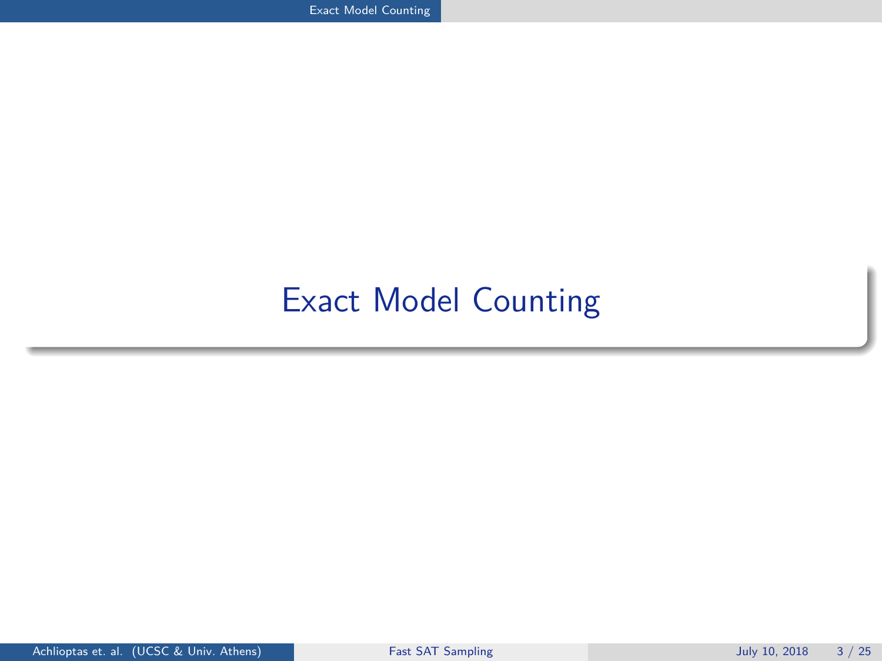# Exact Model Counting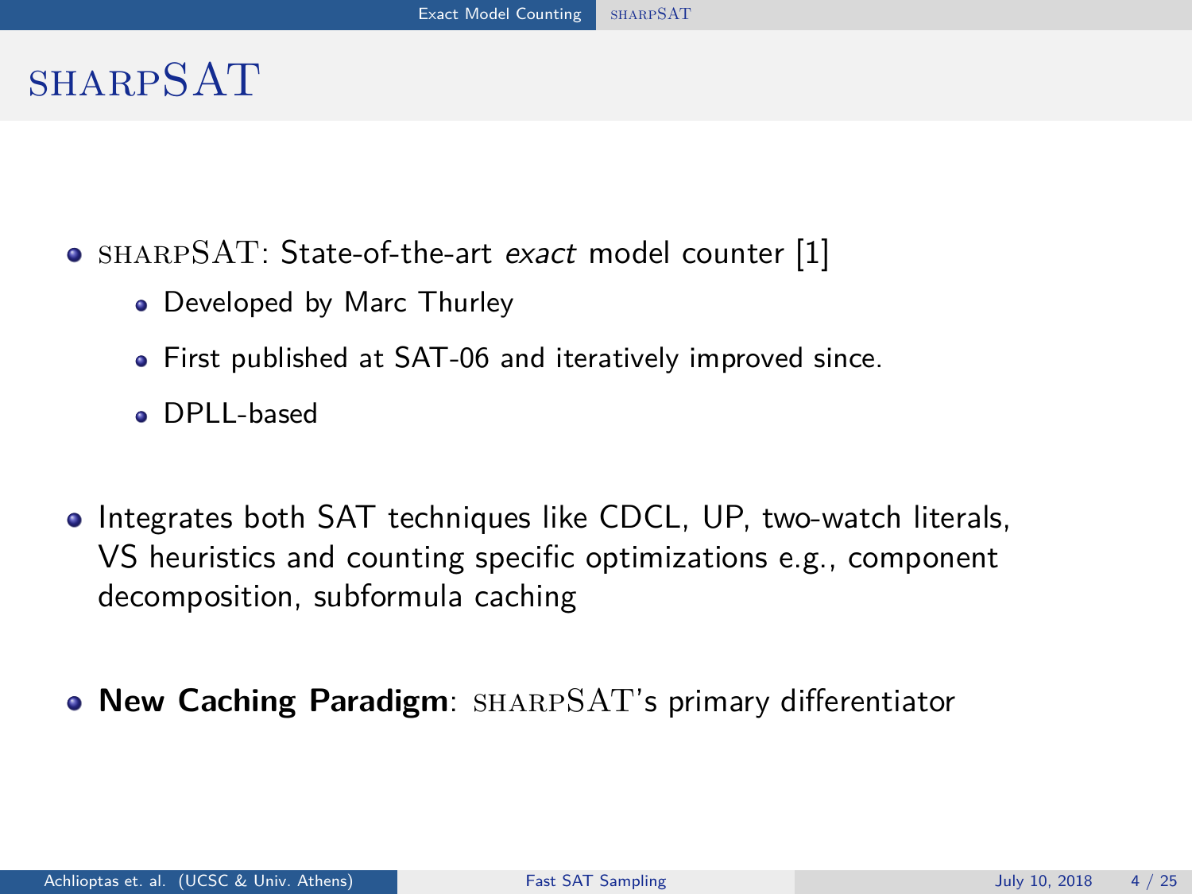# sharpSAT

- sharpSAT: State-of-the-art *exact* model counter [1]
  - Developed by Marc Thurley
  - First published at SAT-06 and iteratively improved since.
  - DPLL-based
- Integrates both SAT techniques like CDCL, UP, two-watch literals, VS heuristics and counting specific optimizations e.g., component decomposition, subformula caching
- **New Caching Paradigm**: sharpSAT's primary differentiator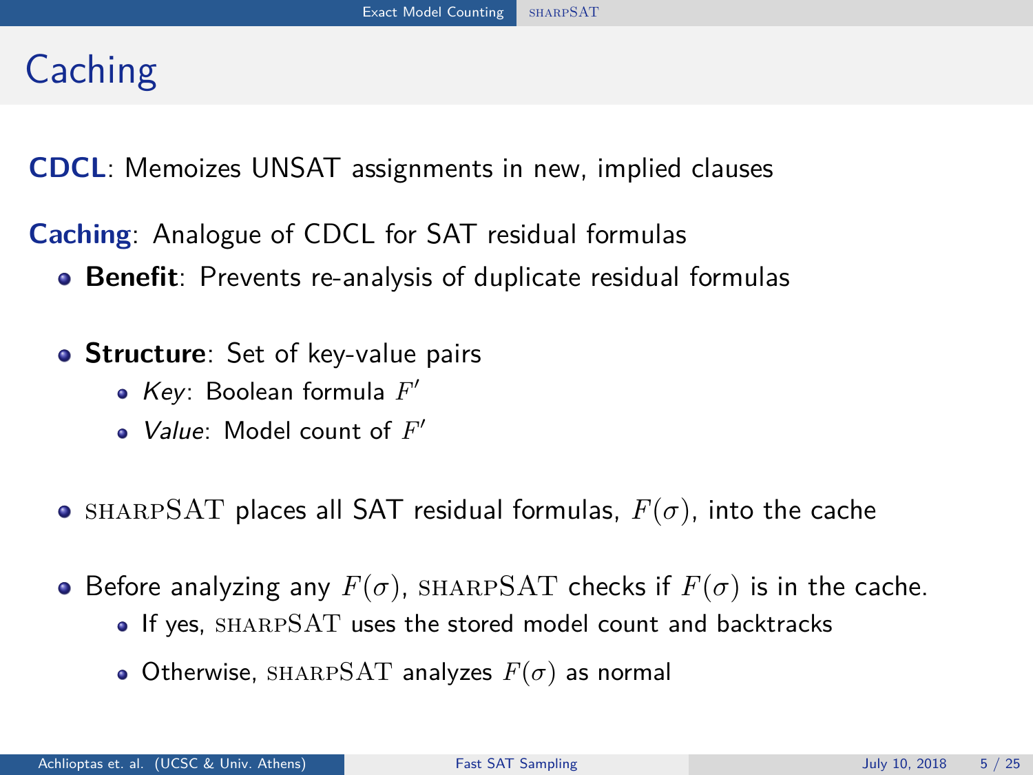# Caching

**CDCL**: Memoizes UNSAT assignments in new, implied clauses

**Caching**: Analogue of CDCL for SAT residual formulas

- **Benefit**: Prevents re-analysis of duplicate residual formulas
- **Structure**: Set of key-value pairs
  - *Key*: Boolean formula $F'$
  - *Value*: Model count of $F'$
- sharpSAT places all SAT residual formulas, $F(\sigma)$, into the cache
- Before analyzing any $F(\sigma)$, sharpSAT checks if $F(\sigma)$ is in the cache.
  - If yes, sharpSAT uses the stored model count and backtracks
  - Otherwise, sharpSAT analyzes $F(\sigma)$ as normal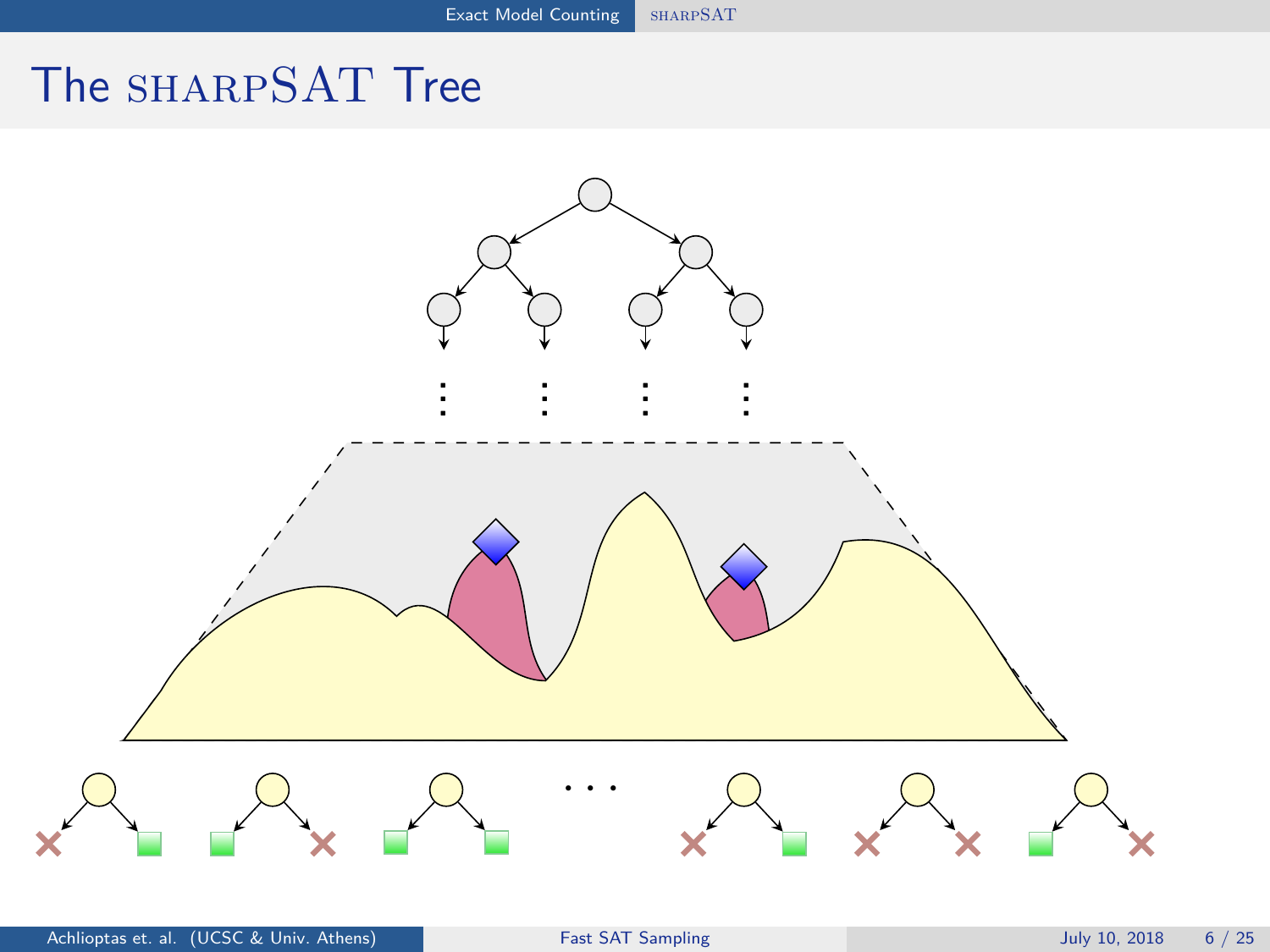# The SHARPSAT Tree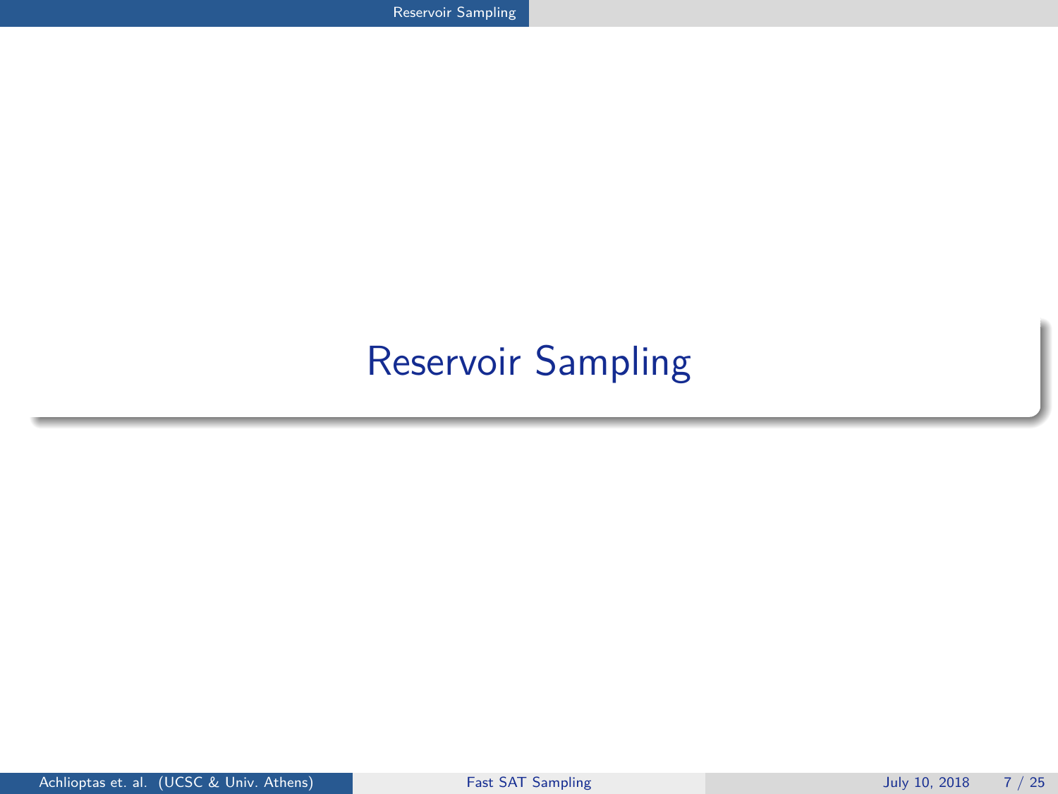# Reservoir Sampling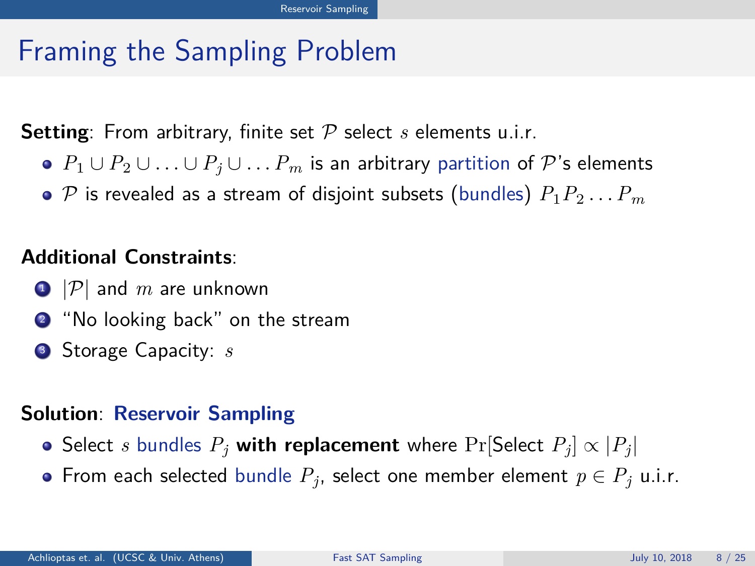# Framing the Sampling Problem

**Setting**: From arbitrary, finite set $\mathcal{P}$ select $s$ elements u.i.r.

- $P_1 \cup P_2 \cup \ldots \cup P_j \cup \ldots P_m$ is an arbitrary partition of $\mathcal{P}$'s elements
- $\mathcal{P}$ is revealed as a stream of disjoint subsets (bundles) $P_1 P_2 \ldots P_m$

**Additional Constraints**:

1. $|\mathcal{P}|$ and $m$ are unknown
2. "No looking back" on the stream
3. Storage Capacity: $s$

**Solution**: **Reservoir Sampling**

- Select $s$ bundles $P_j$ **with replacement** where $\Pr[\text{Select } P_j] \propto |P_j|$
- From each selected bundle $P_j$, select one member element $p \in P_j$ u.i.r.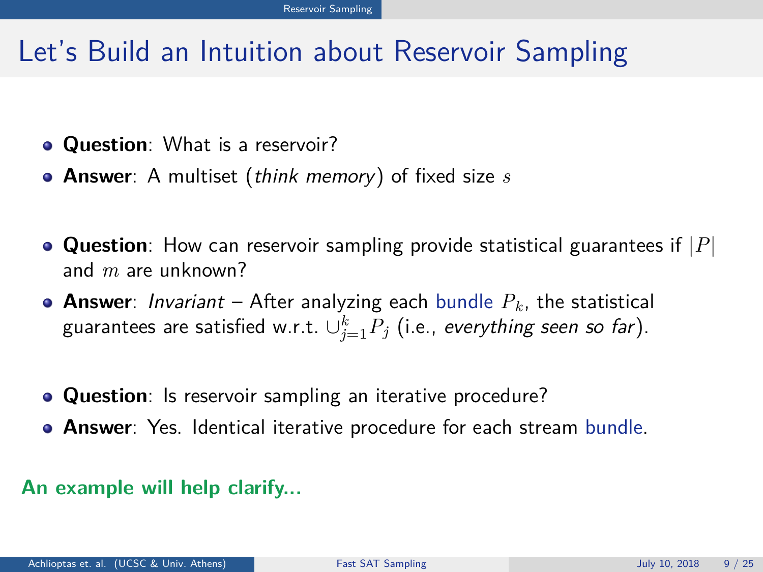# Let's Build an Intuition about Reservoir Sampling

- **Question**: What is a reservoir?
- **Answer**: A multiset (*think memory*) of fixed size $s$

- **Question**: How can reservoir sampling provide statistical guarantees if $|P|$ and $m$ are unknown?
- **Answer**: *Invariant* – After analyzing each bundle $P_k$, the statistical guarantees are satisfied w.r.t. $\cup_{j=1}^{k} P_j$ (i.e., *everything seen so far*).

- **Question**: Is reservoir sampling an iterative procedure?
- **Answer**: Yes. Identical iterative procedure for each stream bundle.

**An example will help clarify...**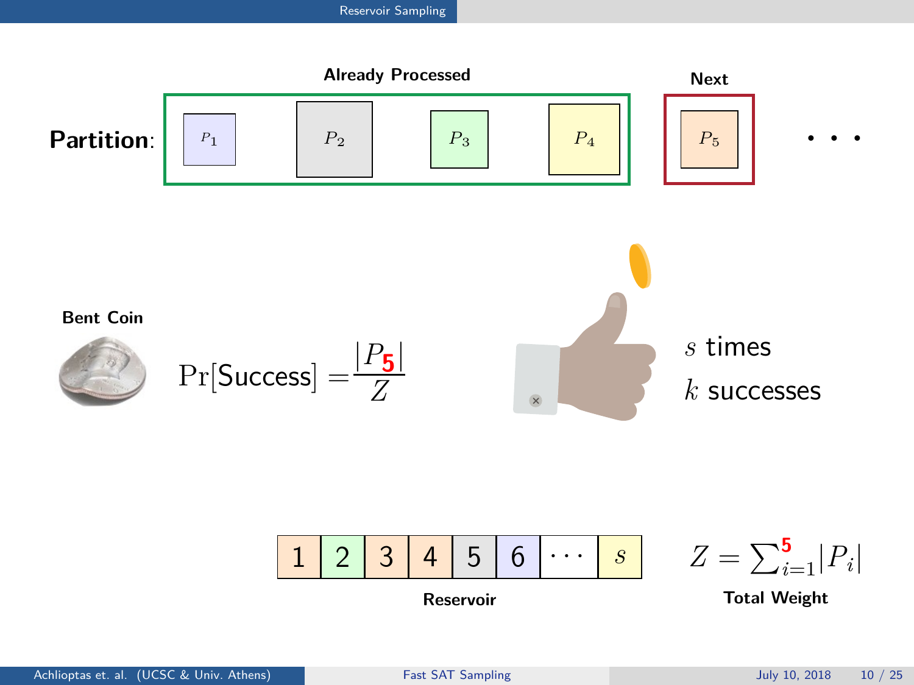**Partition**:

**Already Processed**: $P_1$ $P_2$ $P_3$ $P_4$

**Next**: $P_5$ $\cdots$

**Bent Coin**

$$\Pr[\text{Success}] = \frac{|P_5|}{Z}$$

$s$ times

$k$ successes

| 1 | 2 | 3 | 4 | 5 | 6 | $\cdots$ | $s$ |
|---|---|---|---|---|---|---|---|

**Reservoir**

$$Z = \sum_{i=1}^{5} |P_i|$$

**Total Weight**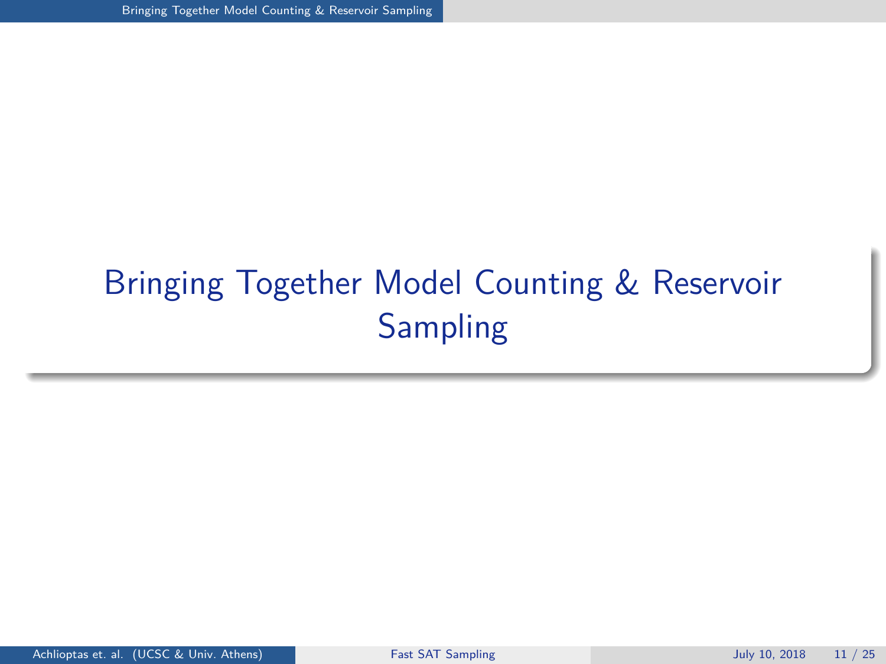# Bringing Together Model Counting & Reservoir Sampling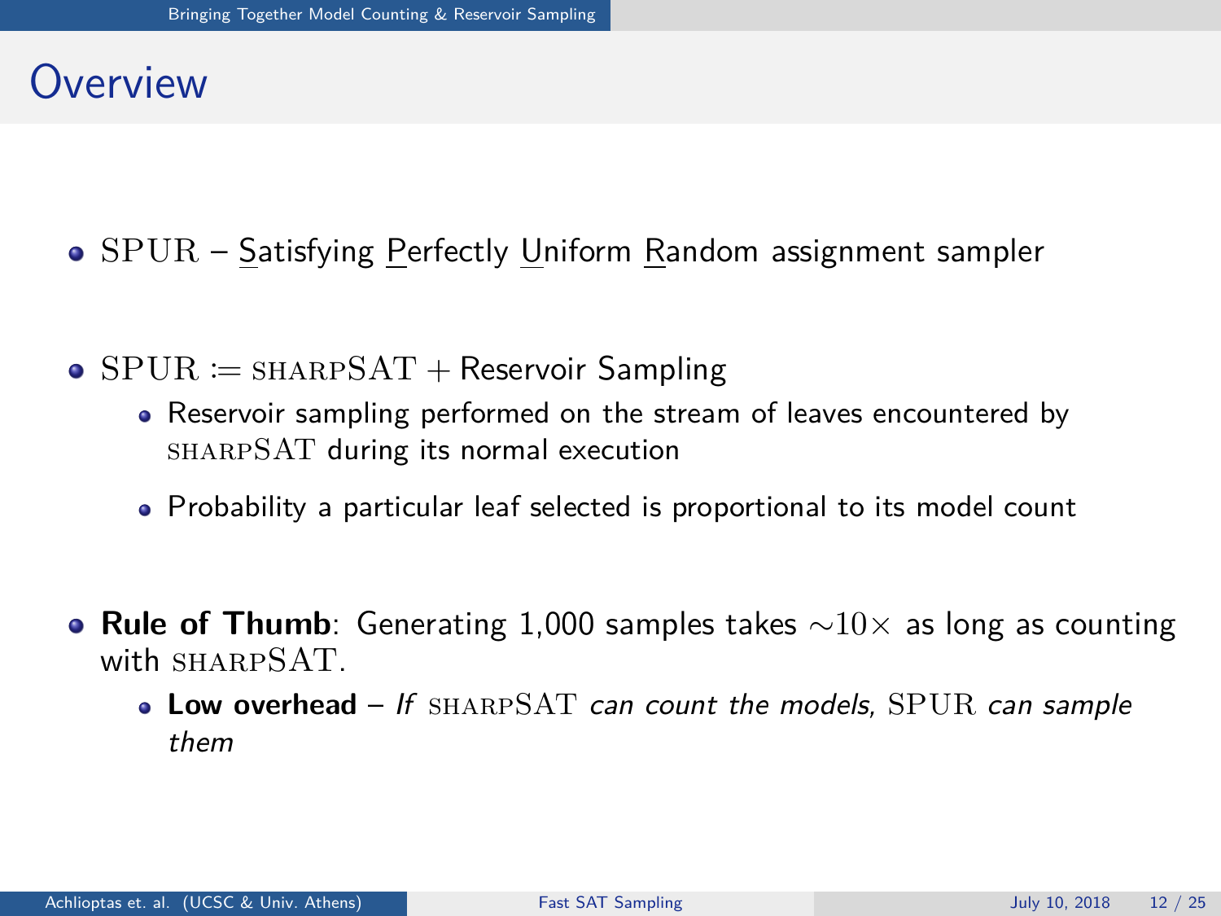# Overview

- SPUR – Satisfying Perfectly Uniform Random assignment sampler
- SPUR := sharpSAT + Reservoir Sampling
  - Reservoir sampling performed on the stream of leaves encountered by sharpSAT during its normal execution
  - Probability a particular leaf selected is proportional to its model count
- **Rule of Thumb**: Generating 1,000 samples takes $\sim 10\times$ as long as counting with sharpSAT.
  - **Low overhead** – *If* sharpSAT *can count the models,* SPUR *can sample them*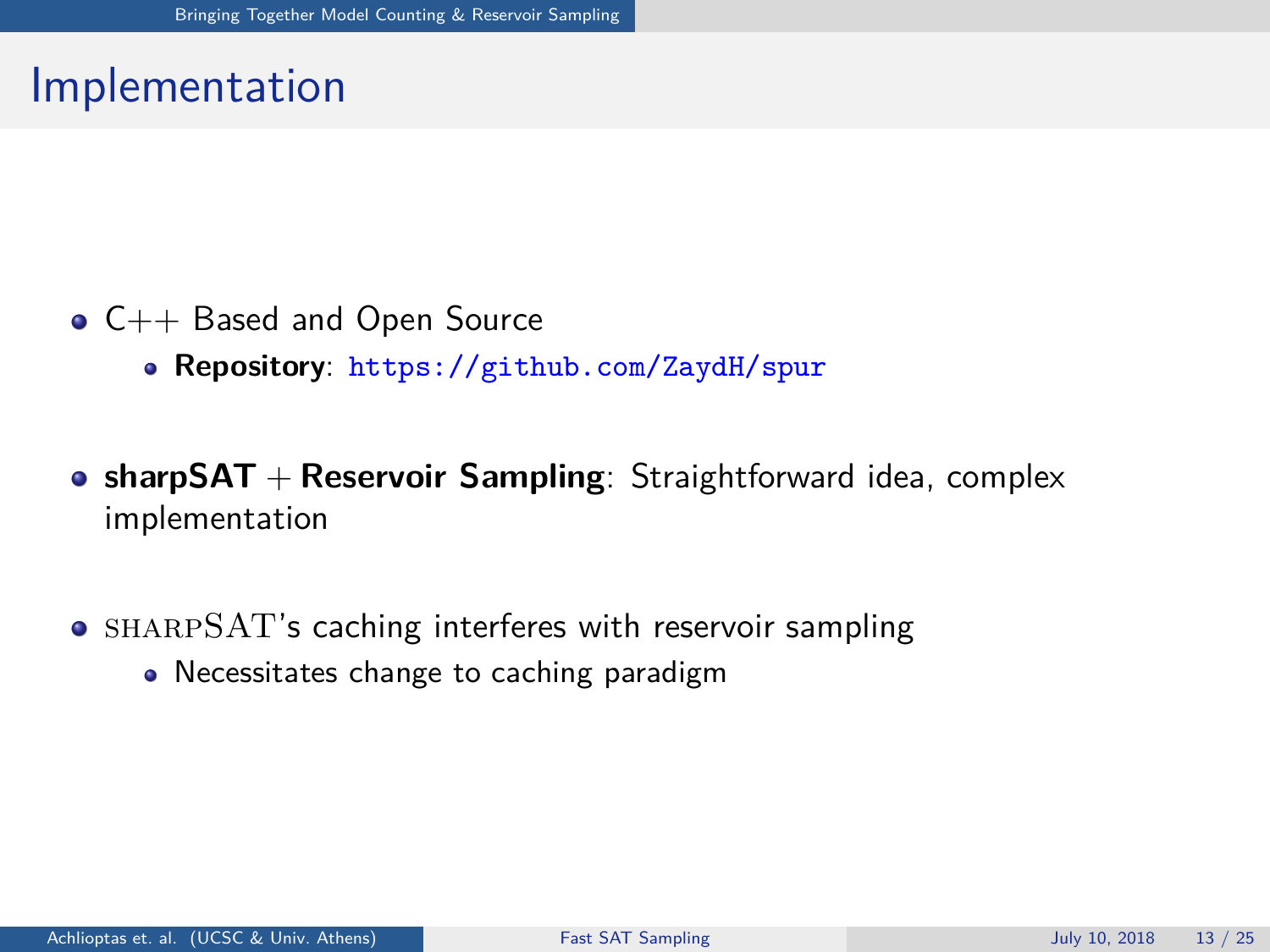# Implementation

- C++ Based and Open Source
  - **Repository**: https://github.com/ZaydH/spur
- **sharpSAT** + **Reservoir Sampling**: Straightforward idea, complex implementation
- sharpSAT's caching interferes with reservoir sampling
  - Necessitates change to caching paradigm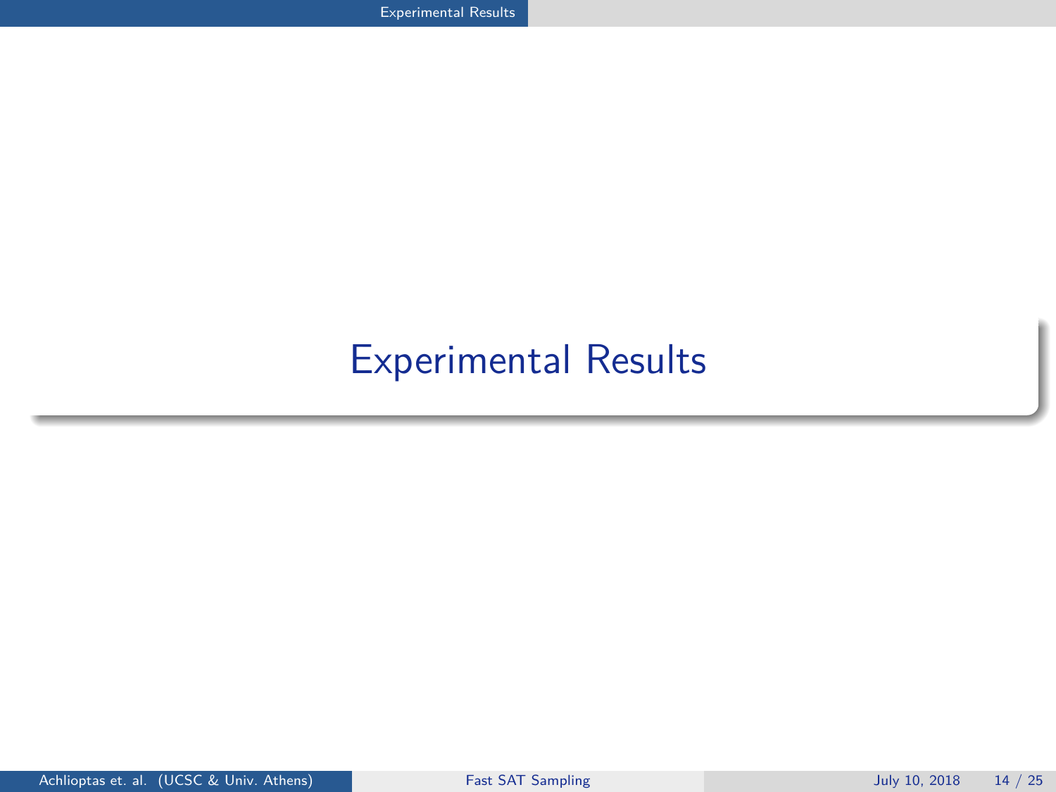# Experimental Results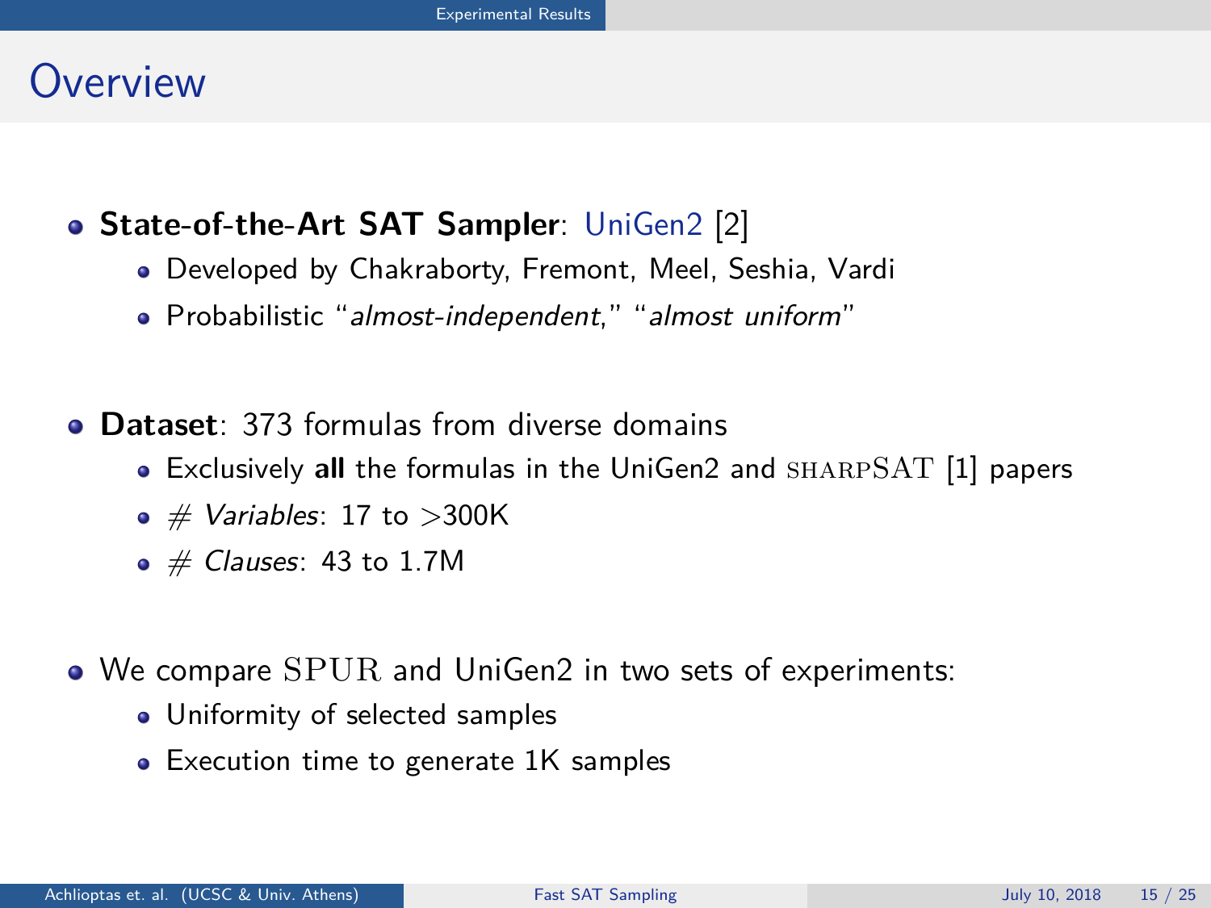# Overview

- **State-of-the-Art SAT Sampler**: UniGen2 [2]
  - Developed by Chakraborty, Fremont, Meel, Seshia, Vardi
  - Probabilistic "*almost-independent*," "*almost uniform*"

- **Dataset**: 373 formulas from diverse domains
  - Exclusively **all** the formulas in the UniGen2 and SHARPSAT [1] papers
  - # *Variables*: 17 to >300K
  - # *Clauses*: 43 to 1.7M

- We compare SPUR and UniGen2 in two sets of experiments:
  - Uniformity of selected samples
  - Execution time to generate 1K samples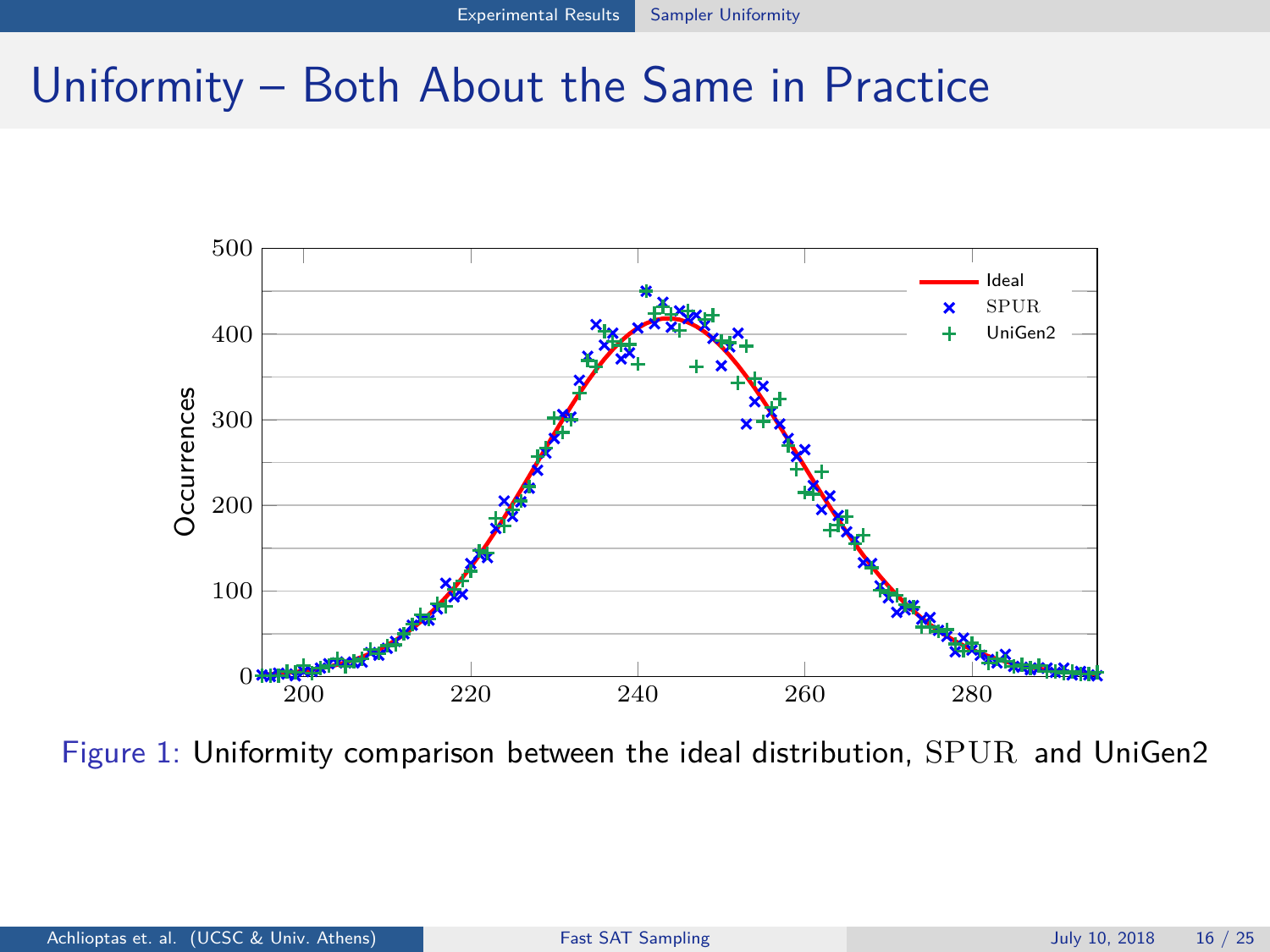# Uniformity – Both About the Same in Practice

Figure 1: Uniformity comparison between the ideal distribution, SPUR and UniGen2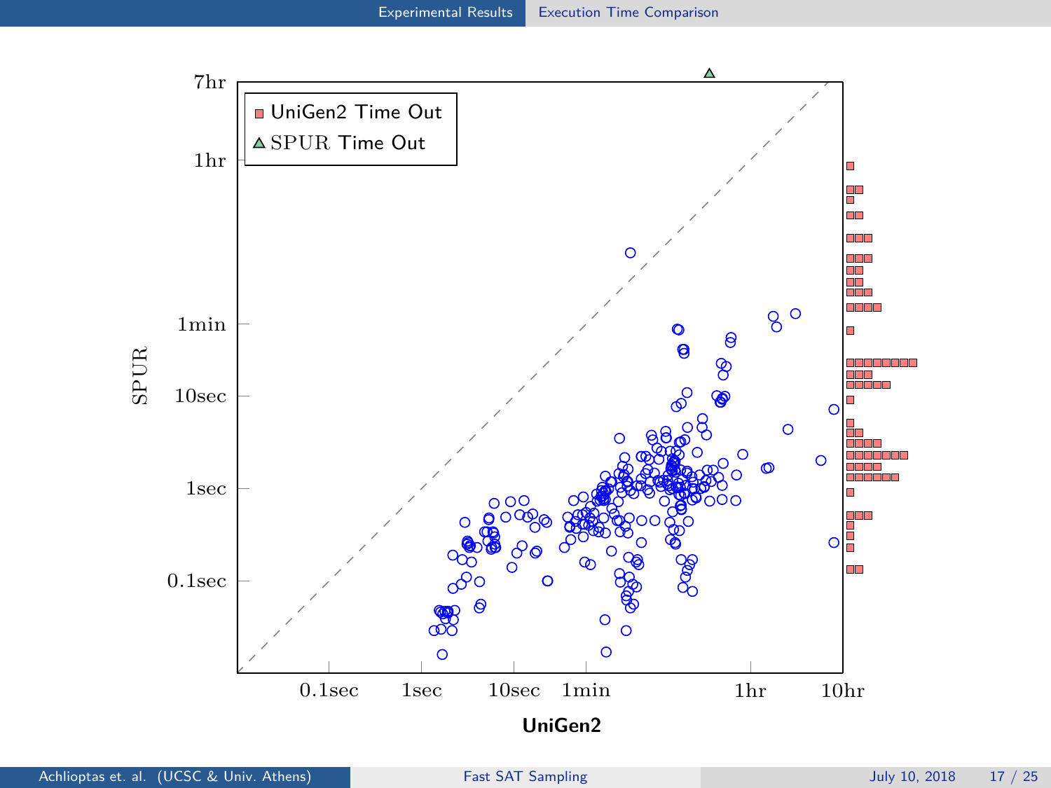UniGen2 Time Out

SPUR Time Out

SPUR

UniGen2

7hr, 1hr, 1min, 10sec, 1sec, 0.1sec

0.1sec, 1sec, 10sec, 1min, 1hr, 10hr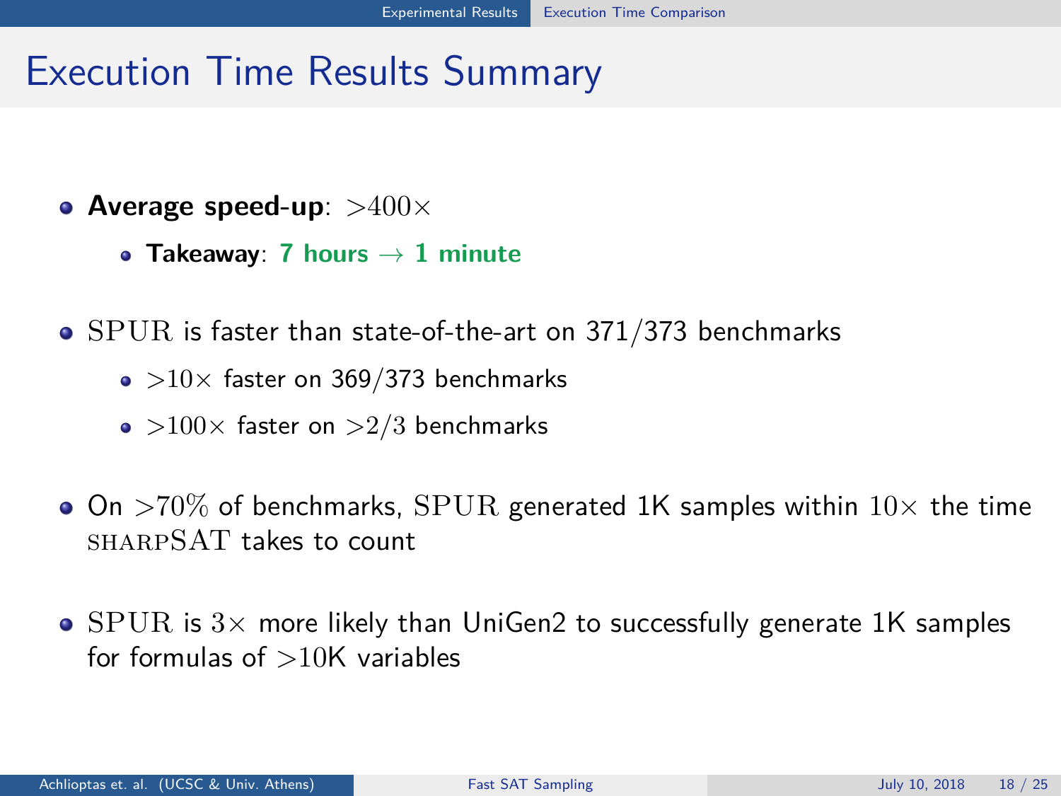# Execution Time Results Summary

- **Average speed-up**: $>400\times$
  - **Takeaway**: **7 hours $\rightarrow$ 1 minute**
- SPUR is faster than state-of-the-art on 371/373 benchmarks
  - $>10\times$ faster on 369/373 benchmarks
  - $>100\times$ faster on $>2/3$ benchmarks
- On $>70\%$ of benchmarks, SPUR generated 1K samples within $10\times$ the time sharpSAT takes to count
- SPUR is $3\times$ more likely than UniGen2 to successfully generate 1K samples for formulas of $>10$K variables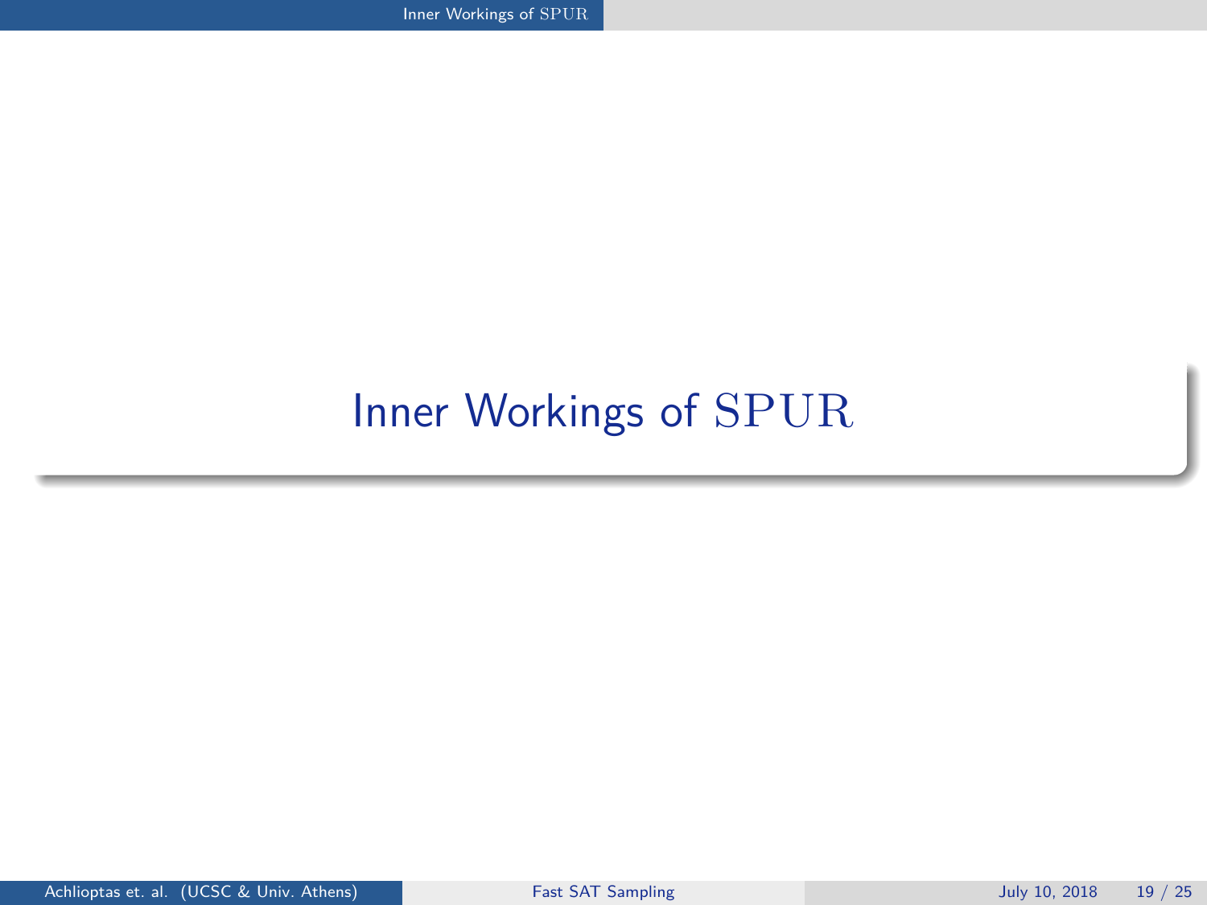# Inner Workings of SPUR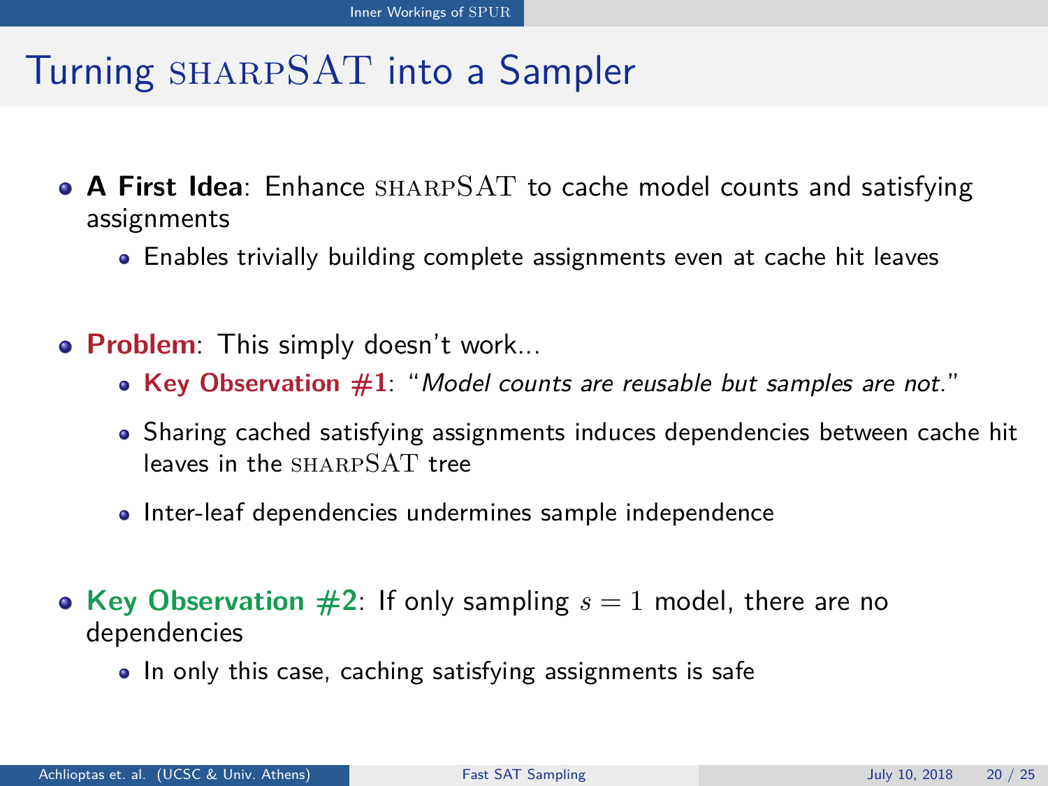# Turning sharpSAT into a Sampler

- **A First Idea**: Enhance sharpSAT to cache model counts and satisfying assignments
  - Enables trivially building complete assignments even at cache hit leaves

- **Problem**: This simply doesn't work...
  - **Key Observation #1**: "*Model counts are reusable but samples are not.*"
  - Sharing cached satisfying assignments induces dependencies between cache hit leaves in the sharpSAT tree
  - Inter-leaf dependencies undermines sample independence

- **Key Observation #2**: If only sampling $s = 1$ model, there are no dependencies
  - In only this case, caching satisfying assignments is safe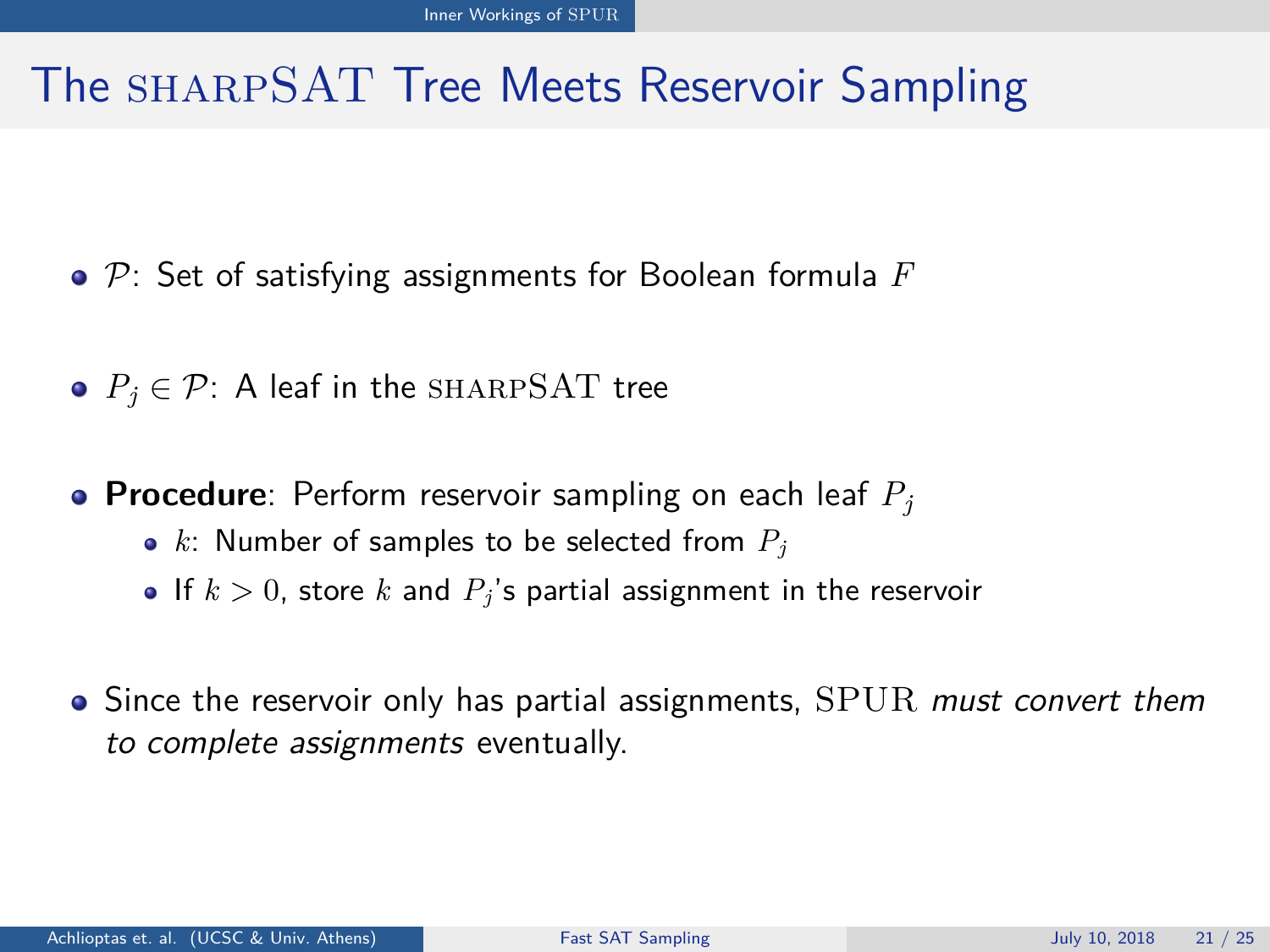# The SHARPSAT Tree Meets Reservoir Sampling

- $\mathcal{P}$: Set of satisfying assignments for Boolean formula $F$
- $P_j \in \mathcal{P}$: A leaf in the SHARPSAT tree
- **Procedure**: Perform reservoir sampling on each leaf $P_j$
  - $k$: Number of samples to be selected from $P_j$
  - If $k > 0$, store $k$ and $P_j$'s partial assignment in the reservoir
- Since the reservoir only has partial assignments, SPUR *must convert them to complete assignments* eventually.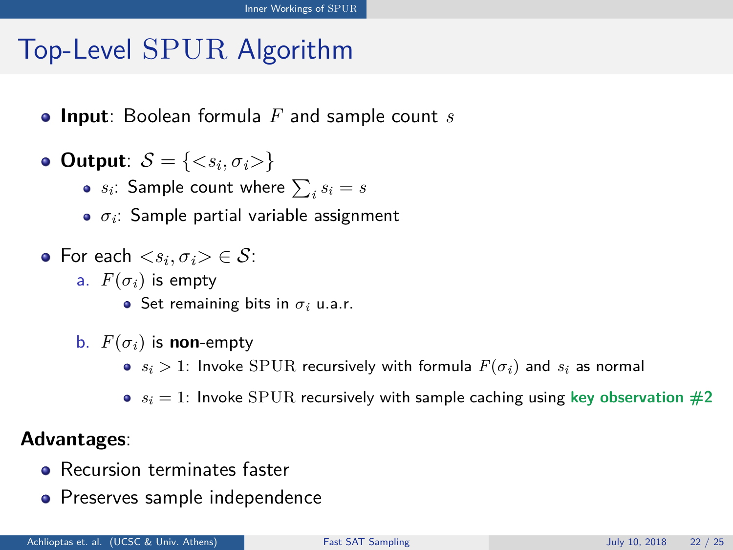# Top-Level SPUR Algorithm

- **Input**: Boolean formula $F$ and sample count $s$
- **Output**: $\mathcal{S} = \{<s_i, \sigma_i>\}$
  - $s_i$: Sample count where $\sum_i s_i = s$
  - $\sigma_i$: Sample partial variable assignment
- For each $<s_i, \sigma_i> \in \mathcal{S}$:
  a. $F(\sigma_i)$ is empty
     - Set remaining bits in $\sigma_i$ u.a.r.

  b. $F(\sigma_i)$ is **non**-empty
     - $s_i > 1$: Invoke SPUR recursively with formula $F(\sigma_i)$ and $s_i$ as normal
     - $s_i = 1$: Invoke SPUR recursively with sample caching using **key observation #2**

**Advantages**:

- Recursion terminates faster
- Preserves sample independence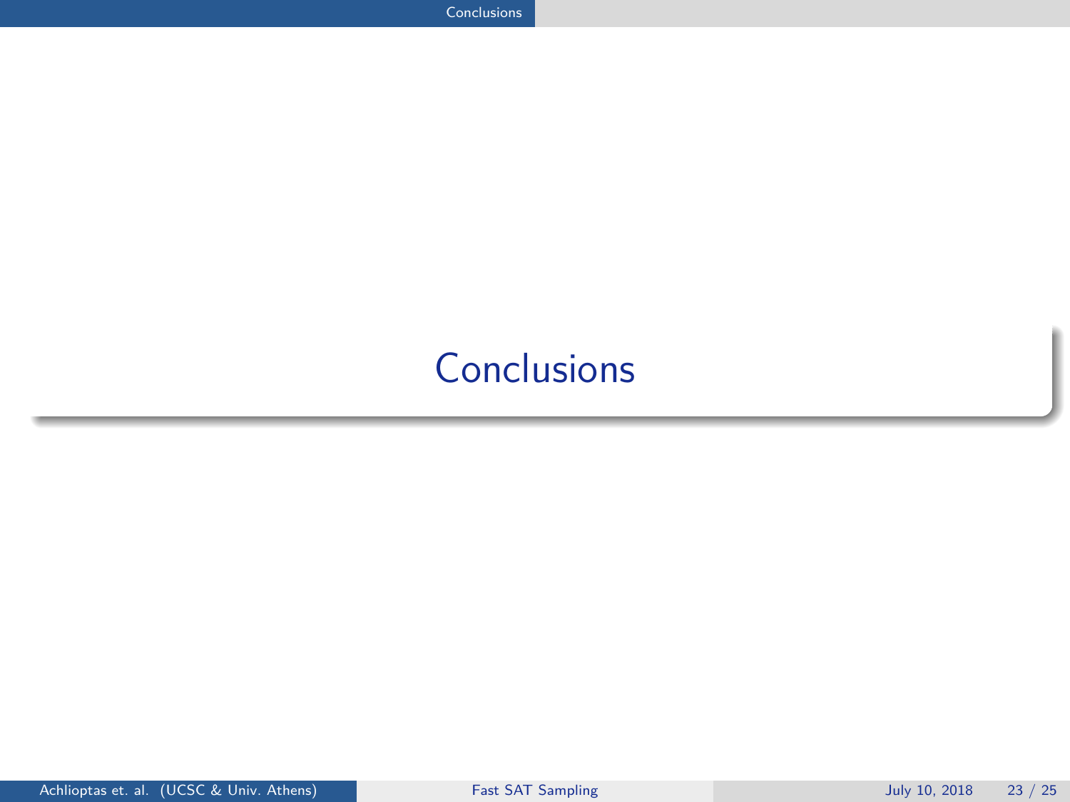# Conclusions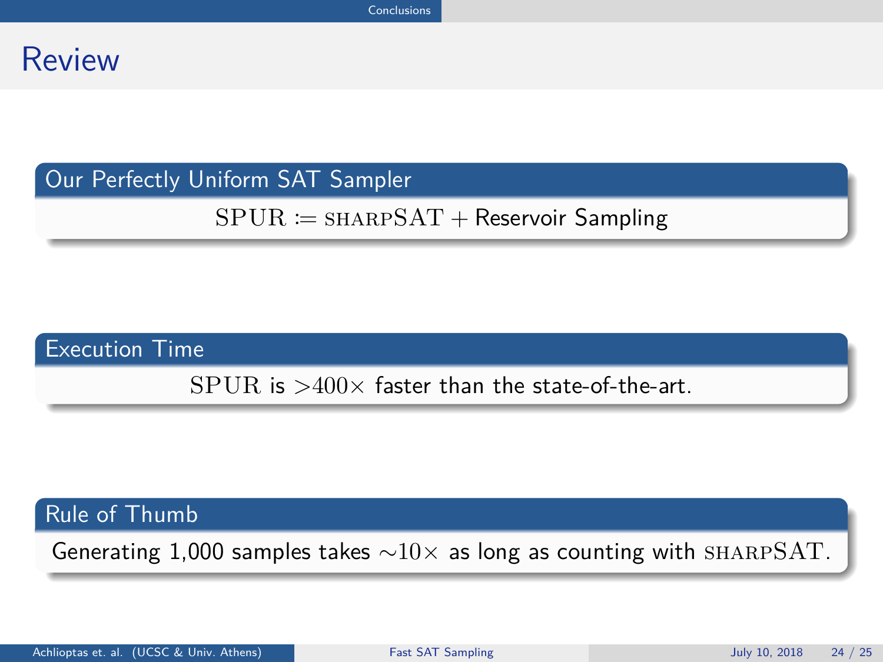# Review

### Our Perfectly Uniform SAT Sampler

$\mathrm{SPUR} \coloneqq \textsc{sharp}\mathrm{SAT} +$ Reservoir Sampling

### Execution Time

$\mathrm{SPUR}$ is $>400\times$ faster than the state-of-the-art.

### Rule of Thumb

Generating 1,000 samples takes $\sim 10\times$ as long as counting with $\textsc{sharp}\mathrm{SAT}$.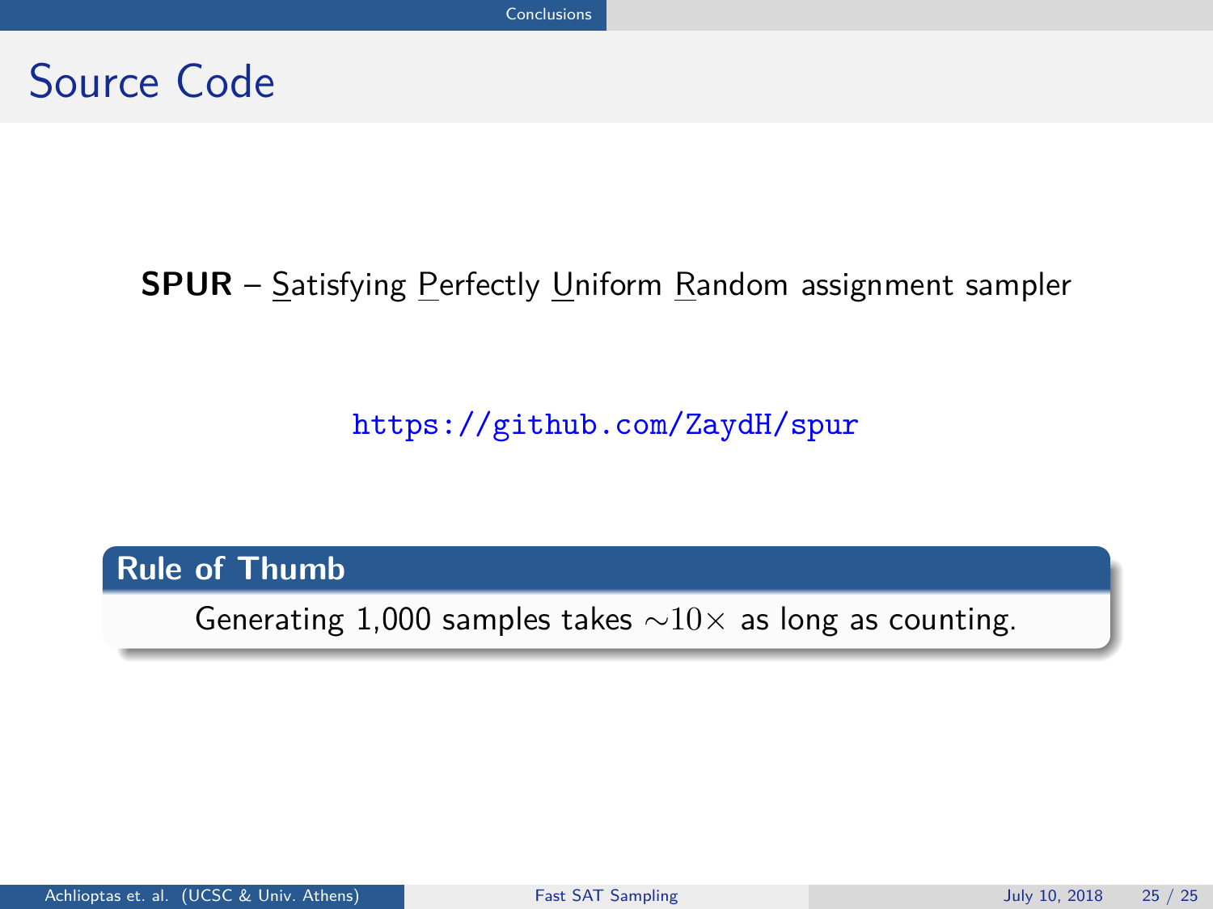# Source Code

**SPUR** – Satisfying Perfectly Uniform Random assignment sampler

https://github.com/ZaydH/spur

**Rule of Thumb**

Generating 1,000 samples takes $\sim 10\times$ as long as counting.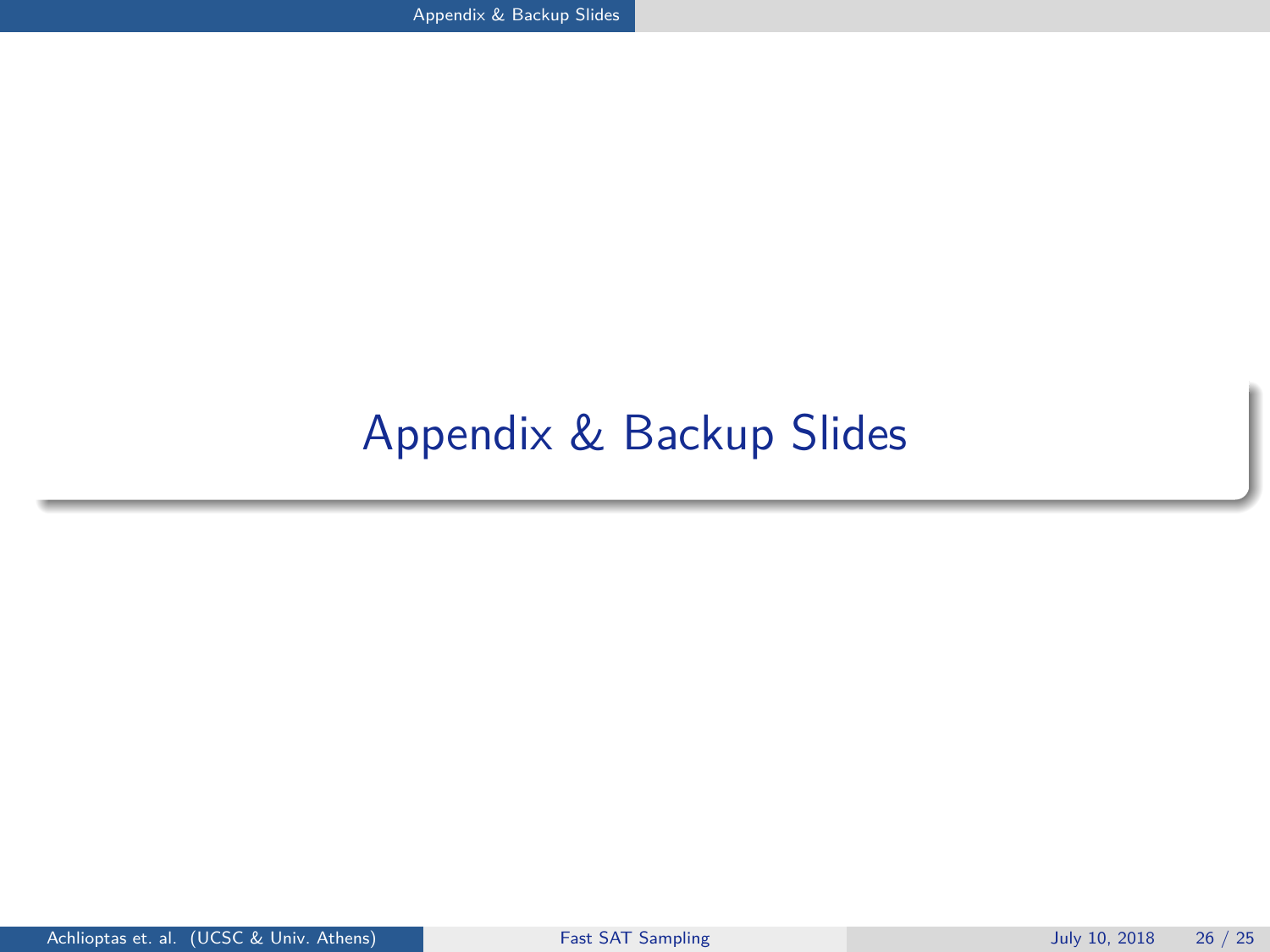# Appendix & Backup Slides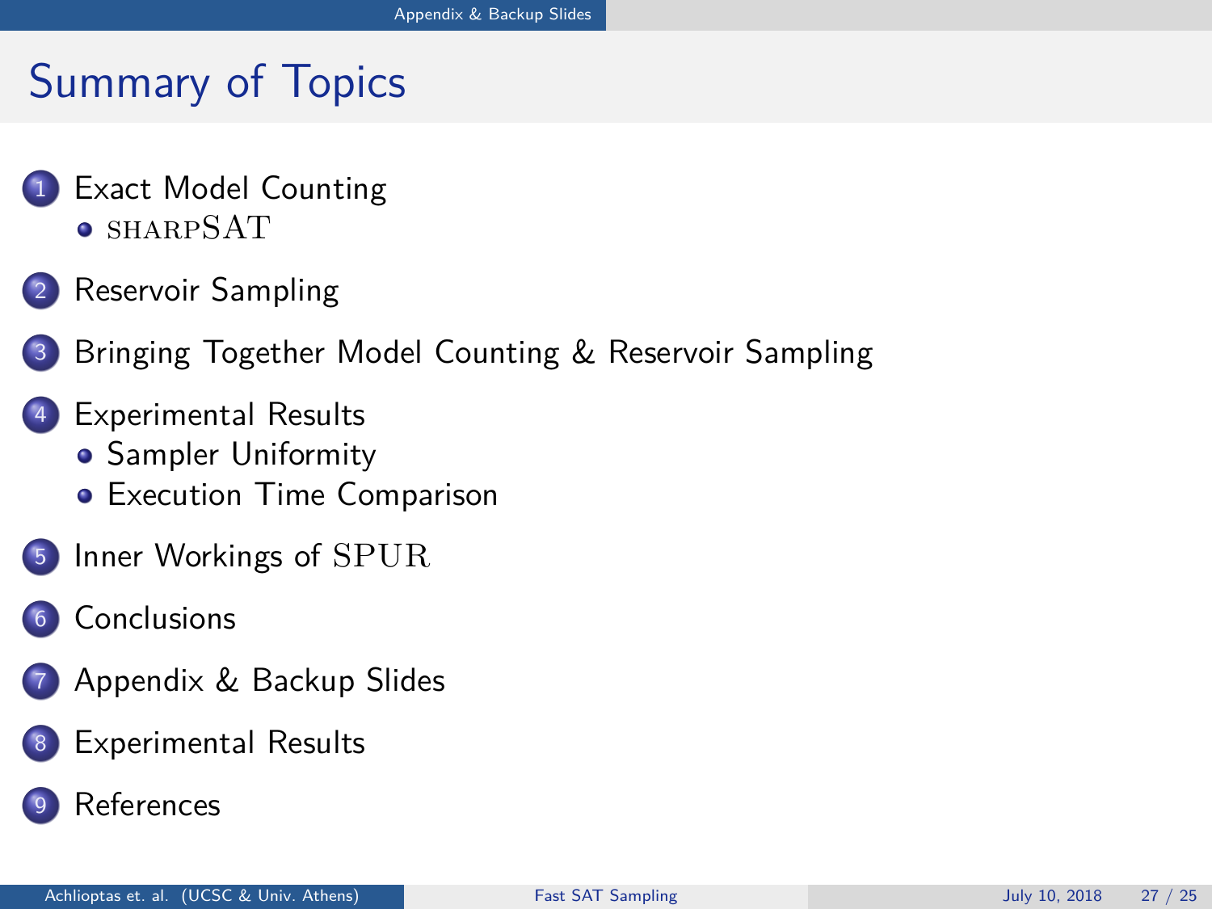# Summary of Topics

1. Exact Model Counting
   - sharpSAT
2. Reservoir Sampling
3. Bringing Together Model Counting & Reservoir Sampling
4. Experimental Results
   - Sampler Uniformity
   - Execution Time Comparison
5. Inner Workings of SPUR
6. Conclusions
7. Appendix & Backup Slides
8. Experimental Results
9. References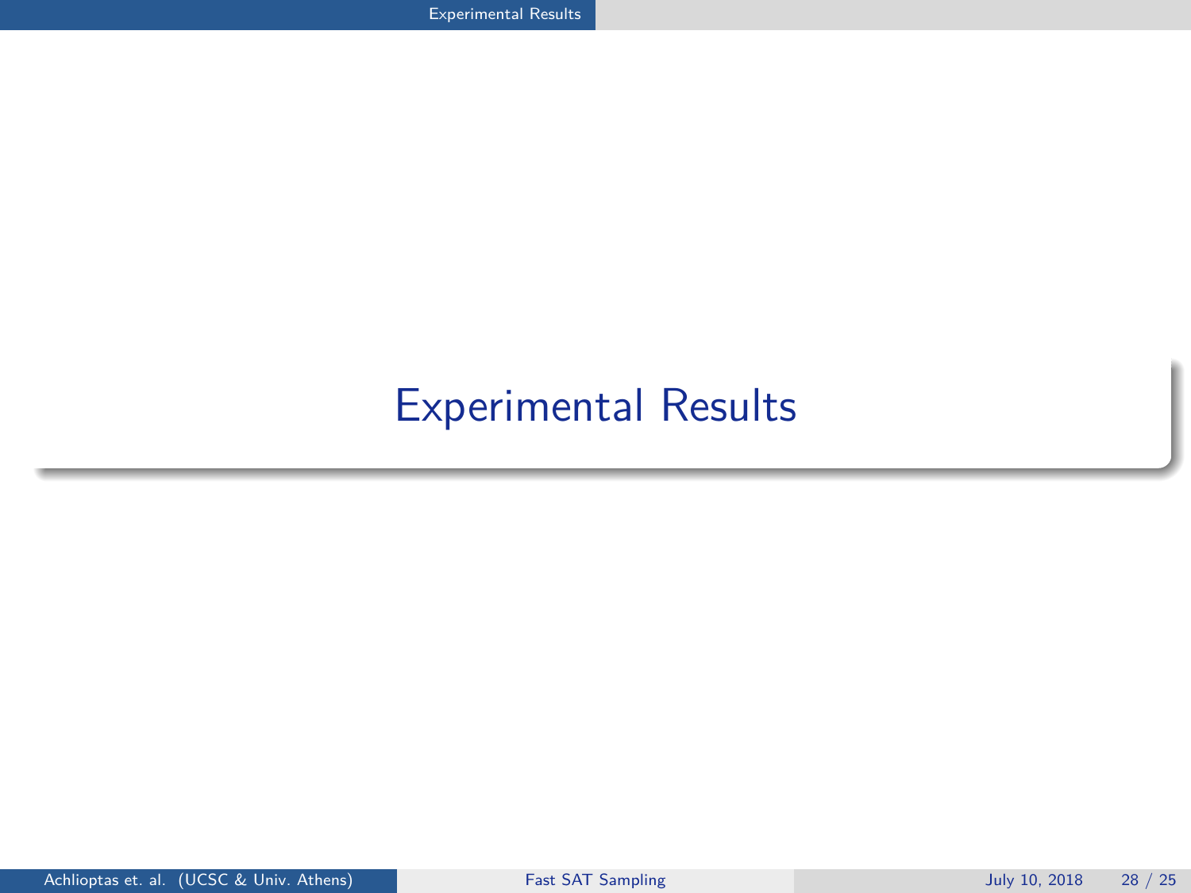# Experimental Results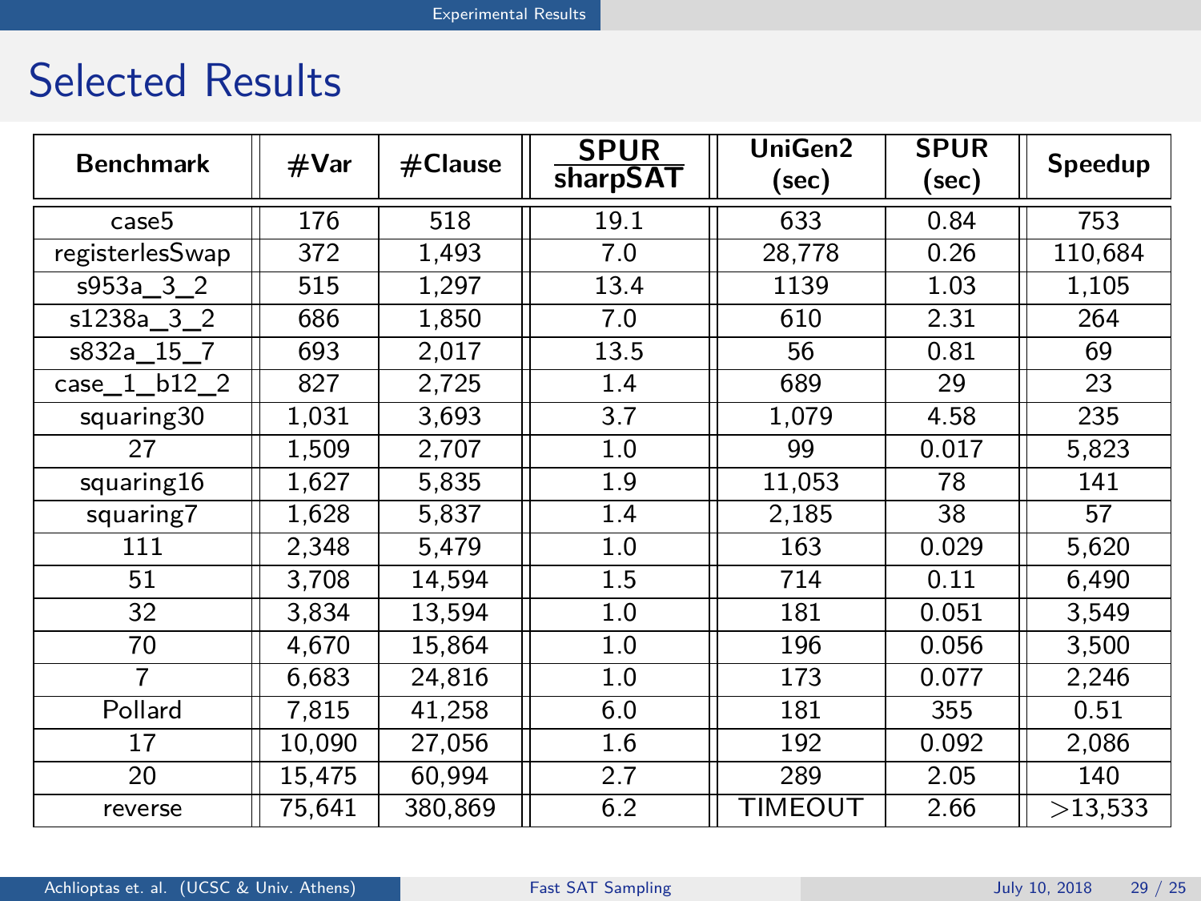## Selected Results

| Benchmark | #Var | #Clause | SPUR / sharpSAT | UniGen2 (sec) | SPUR (sec) | Speedup |
|---|---|---|---|---|---|---|
| case5 | 176 | 518 | 19.1 | 633 | 0.84 | 753 |
| registerlesSwap | 372 | 1,493 | 7.0 | 28,778 | 0.26 | 110,684 |
| s953a_3_2 | 515 | 1,297 | 13.4 | 1139 | 1.03 | 1,105 |
| s1238a_3_2 | 686 | 1,850 | 7.0 | 610 | 2.31 | 264 |
| s832a_15_7 | 693 | 2,017 | 13.5 | 56 | 0.81 | 69 |
| case_1_b12_2 | 827 | 2,725 | 1.4 | 689 | 29 | 23 |
| squaring30 | 1,031 | 3,693 | 3.7 | 1,079 | 4.58 | 235 |
| 27 | 1,509 | 2,707 | 1.0 | 99 | 0.017 | 5,823 |
| squaring16 | 1,627 | 5,835 | 1.9 | 11,053 | 78 | 141 |
| squaring7 | 1,628 | 5,837 | 1.4 | 2,185 | 38 | 57 |
| 111 | 2,348 | 5,479 | 1.0 | 163 | 0.029 | 5,620 |
| 51 | 3,708 | 14,594 | 1.5 | 714 | 0.11 | 6,490 |
| 32 | 3,834 | 13,594 | 1.0 | 181 | 0.051 | 3,549 |
| 70 | 4,670 | 15,864 | 1.0 | 196 | 0.056 | 3,500 |
| 7 | 6,683 | 24,816 | 1.0 | 173 | 0.077 | 2,246 |
| Pollard | 7,815 | 41,258 | 6.0 | 181 | 355 | 0.51 |
| 17 | 10,090 | 27,056 | 1.6 | 192 | 0.092 | 2,086 |
| 20 | 15,475 | 60,994 | 2.7 | 289 | 2.05 | 140 |
| reverse | 75,641 | 380,869 | 6.2 | TIMEOUT | 2.66 | $>$13,533 |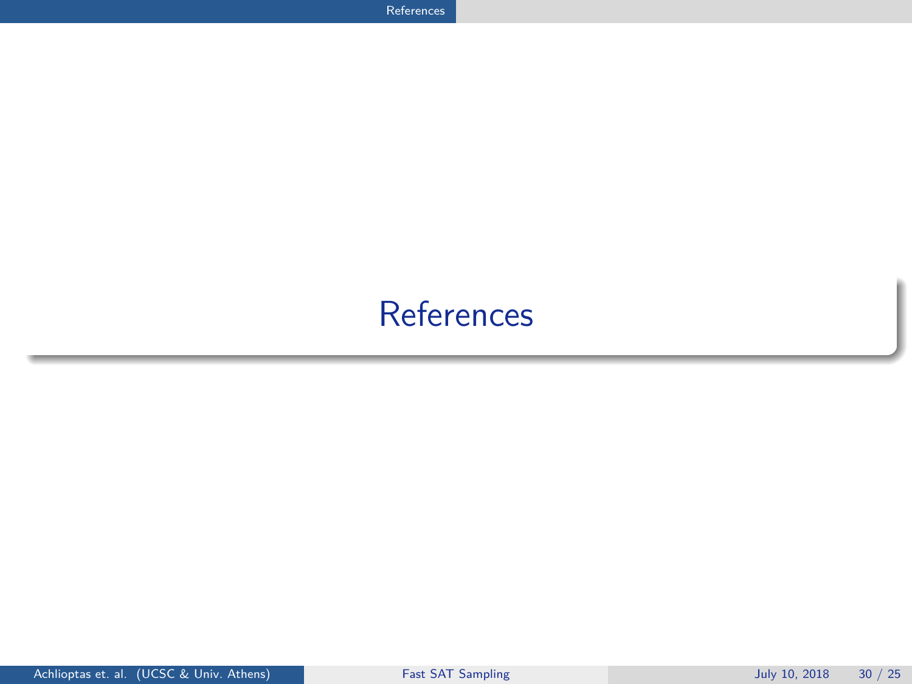# References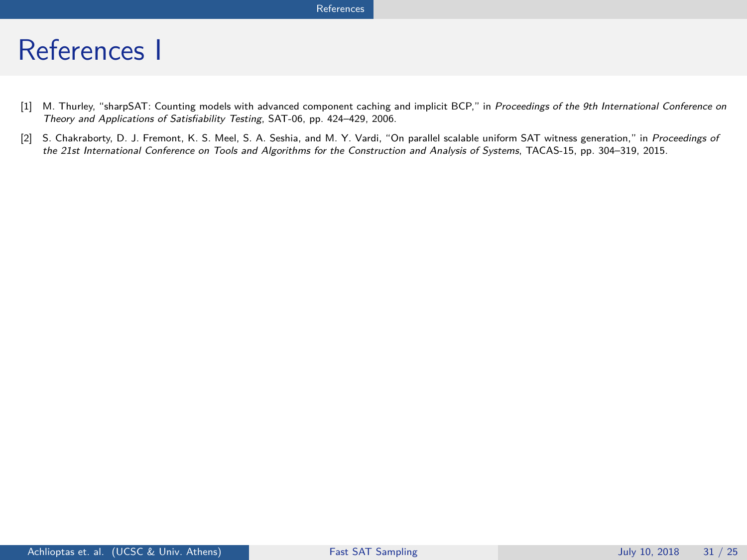# References I

[1] M. Thurley, "sharpSAT: Counting models with advanced component caching and implicit BCP," in *Proceedings of the 9th International Conference on Theory and Applications of Satisfiability Testing*, SAT-06, pp. 424–429, 2006.

[2] S. Chakraborty, D. J. Fremont, K. S. Meel, S. A. Seshia, and M. Y. Vardi, "On parallel scalable uniform SAT witness generation," in *Proceedings of the 21st International Conference on Tools and Algorithms for the Construction and Analysis of Systems*, TACAS-15, pp. 304–319, 2015.